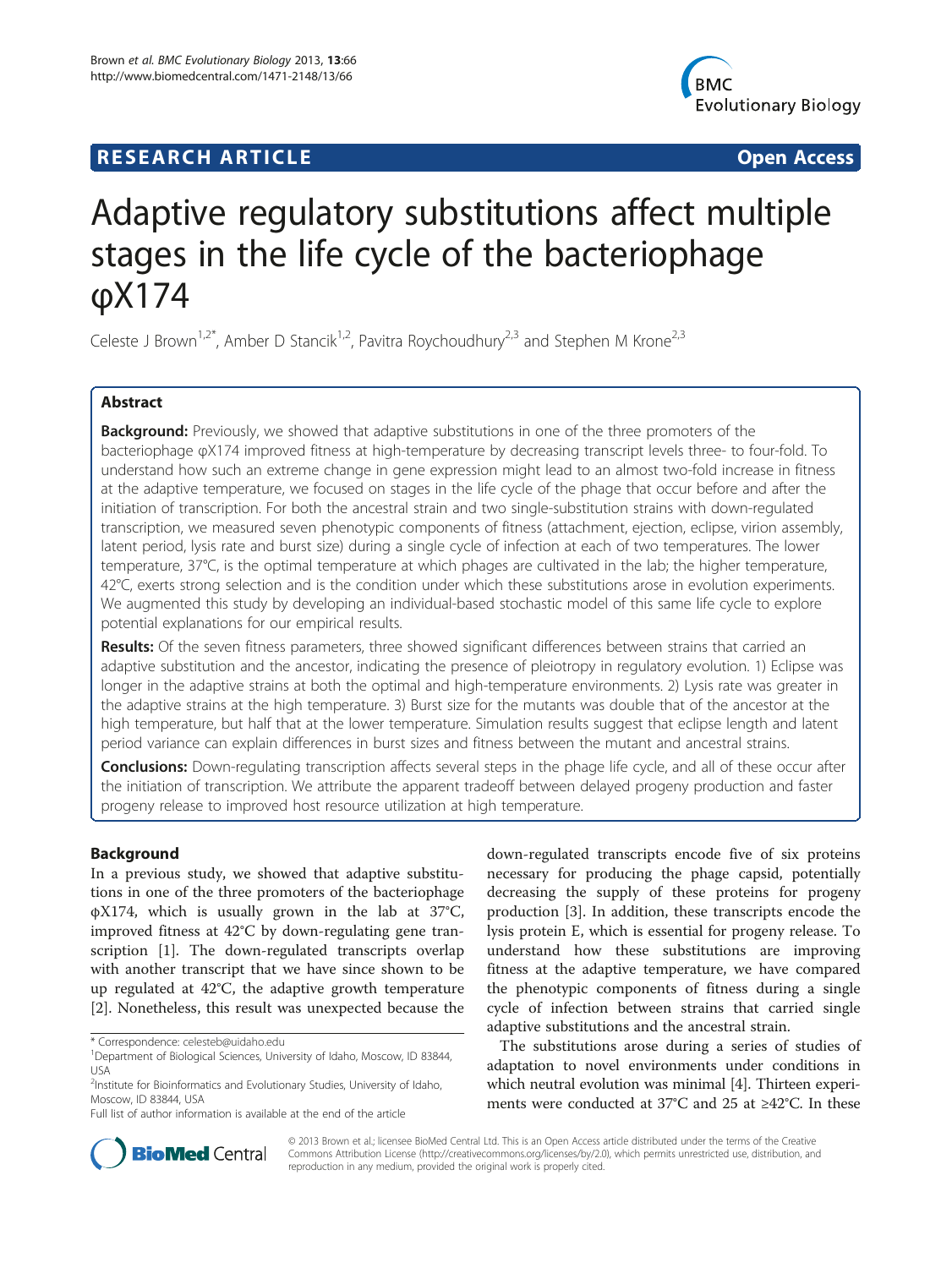**RESEARCH ARTICLE** **Open Access**

# Adaptive regulatory substitutions affect multiple stages in the life cycle of the bacteriophage φX174

Celeste J Brown[1,2*], Amber D Stancik[1,2], Pavitra Roychoudhury[2,3] and Stephen M Krone[2,3]

## Abstract

**Background:** Previously, we showed that adaptive substitutions in one of the three promoters of the bacteriophage φX174 improved fitness at high-temperature by decreasing transcript levels three- to four-fold. To understand how such an extreme change in gene expression might lead to an almost two-fold increase in fitness at the adaptive temperature, we focused on stages in the life cycle of the phage that occur before and after the initiation of transcription. For both the ancestral strain and two single-substitution strains with down-regulated transcription, we measured seven phenotypic components of fitness (attachment, ejection, eclipse, virion assembly, latent period, lysis rate and burst size) during a single cycle of infection at each of two temperatures. The lower temperature, 37°C, is the optimal temperature at which phages are cultivated in the lab; the higher temperature, 42°C, exerts strong selection and is the condition under which these substitutions arose in evolution experiments. We augmented this study by developing an individual-based stochastic model of this same life cycle to explore potential explanations for our empirical results.

**Results:** Of the seven fitness parameters, three showed significant differences between strains that carried an adaptive substitution and the ancestor, indicating the presence of pleiotropy in regulatory evolution. 1) Eclipse was longer in the adaptive strains at both the optimal and high-temperature environments. 2) Lysis rate was greater in the adaptive strains at the high temperature. 3) Burst size for the mutants was double that of the ancestor at the high temperature, but half that at the lower temperature. Simulation results suggest that eclipse length and latent period variance can explain differences in burst sizes and fitness between the mutant and ancestral strains.

**Conclusions:** Down-regulating transcription affects several steps in the phage life cycle, and all of these occur after the initiation of transcription. We attribute the apparent tradeoff between delayed progeny production and faster progeny release to improved host resource utilization at high temperature.

## Background

In a previous study, we showed that adaptive substitutions in one of the three promoters of the bacteriophage φX174, which is usually grown in the lab at 37°C, improved fitness at 42°C by down-regulating gene transcription [1]. The down-regulated transcripts overlap with another transcript that we have since shown to be up regulated at 42°C, the adaptive growth temperature [2]. Nonetheless, this result was unexpected because the down-regulated transcripts encode five of six proteins necessary for producing the phage capsid, potentially decreasing the supply of these proteins for progeny production [3]. In addition, these transcripts encode the lysis protein E, which is essential for progeny release. To understand how these substitutions are improving fitness at the adaptive temperature, we have compared the phenotypic components of fitness during a single cycle of infection between strains that carried single adaptive substitutions and the ancestral strain.

The substitutions arose during a series of studies of adaptation to novel environments under conditions in which neutral evolution was minimal [4]. Thirteen experiments were conducted at 37°C and 25 at ≥42°C. In these

\* Correspondence: celesteb@uidaho.edu
[1]Department of Biological Sciences, University of Idaho, Moscow, ID 83844, USA
[2]Institute for Bioinformatics and Evolutionary Studies, University of Idaho, Moscow, ID 83844, USA
Full list of author information is available at the end of the article

© 2013 Brown et al.; licensee BioMed Central Ltd. This is an Open Access article distributed under the terms of the Creative Commons Attribution License (http://creativecommons.org/licenses/by/2.0), which permits unrestricted use, distribution, and reproduction in any medium, provided the original work is properly cited.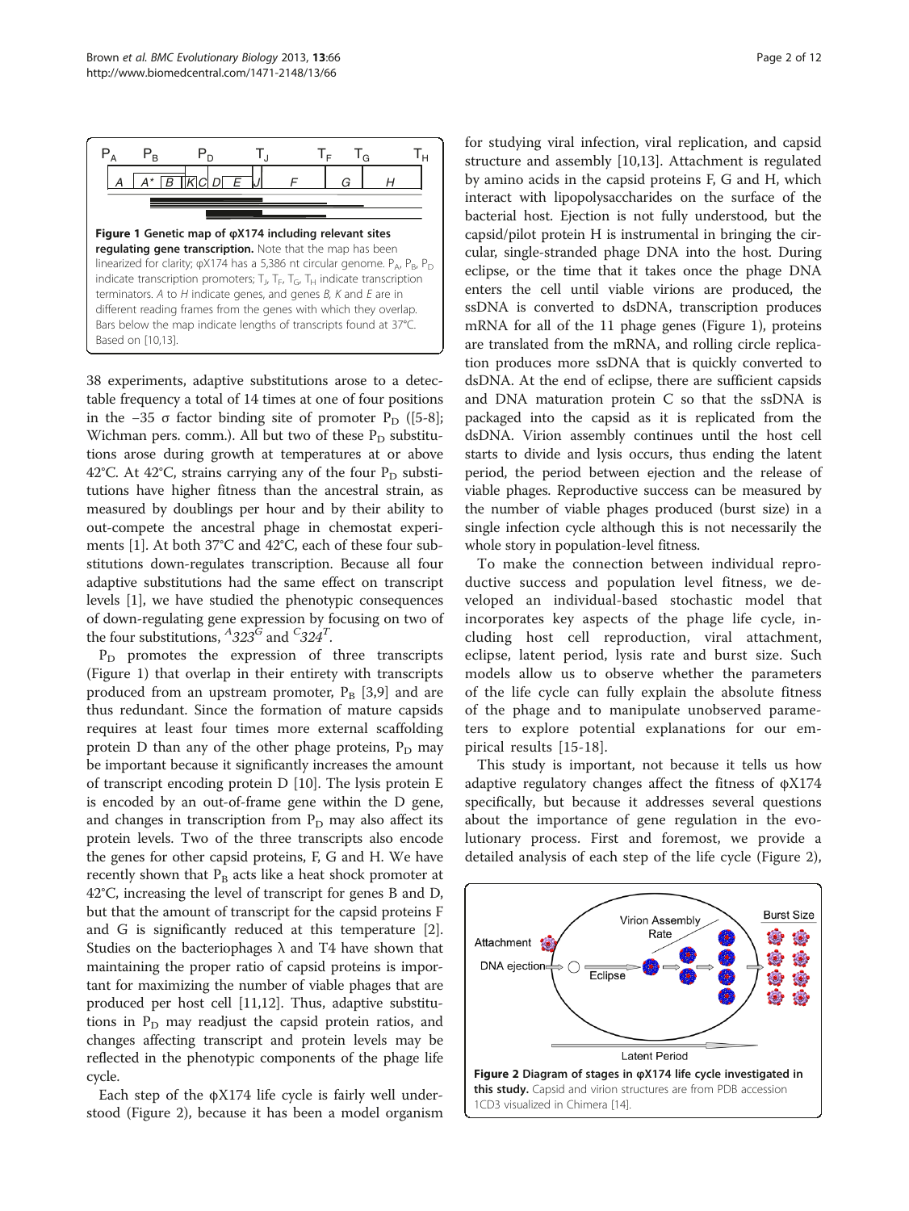Figure 1 Genetic map of φX174 including relevant sites regulating gene transcription. Note that the map has been linearized for clarity; φX174 has a 5,386 nt circular genome. $P_A$, $P_B$, $P_D$ indicate transcription promoters; $T_J$, $T_F$, $T_G$, $T_H$ indicate transcription terminators. *A* to *H* indicate genes, and genes *B*, *K* and *E* are in different reading frames from the genes with which they overlap. Bars below the map indicate lengths of transcripts found at 37°C. Based on [10,13].

38 experiments, adaptive substitutions arose to a detectable frequency a total of 14 times at one of four positions in the −35 σ factor binding site of promoter $P_D$ ([5-8]; Wichman pers. comm.). All but two of these $P_D$ substitutions arose during growth at temperatures at or above 42°C. At 42°C, strains carrying any of the four $P_D$ substitutions have higher fitness than the ancestral strain, as measured by doublings per hour and by their ability to out-compete the ancestral phage in chemostat experiments [1]. At both 37°C and 42°C, each of these four substitutions down-regulates transcription. Because all four adaptive substitutions had the same effect on transcript levels [1], we have studied the phenotypic consequences of down-regulating gene expression by focusing on two of the four substitutions, ${}^{A}323^{G}$ and ${}^{C}324^{T}$.

$P_D$ promotes the expression of three transcripts (Figure 1) that overlap in their entirety with transcripts produced from an upstream promoter, $P_B$ [3,9] and are thus redundant. Since the formation of mature capsids requires at least four times more external scaffolding protein D than any of the other phage proteins, $P_D$ may be important because it significantly increases the amount of transcript encoding protein D [10]. The lysis protein E is encoded by an out-of-frame gene within the D gene, and changes in transcription from $P_D$ may also affect its protein levels. Two of the three transcripts also encode the genes for other capsid proteins, F, G and H. We have recently shown that $P_B$ acts like a heat shock promoter at 42°C, increasing the level of transcript for genes B and D, but that the amount of transcript for the capsid proteins F and G is significantly reduced at this temperature [2]. Studies on the bacteriophages λ and T4 have shown that maintaining the proper ratio of capsid proteins is important for maximizing the number of viable phages that are produced per host cell [11,12]. Thus, adaptive substitutions in $P_D$ may readjust the capsid protein ratios, and changes affecting transcript and protein levels may be reflected in the phenotypic components of the phage life cycle.

Each step of the φX174 life cycle is fairly well understood (Figure 2), because it has been a model organism for studying viral infection, viral replication, and capsid structure and assembly [10,13]. Attachment is regulated by amino acids in the capsid proteins F, G and H, which interact with lipopolysaccharides on the surface of the bacterial host. Ejection is not fully understood, but the capsid/pilot protein H is instrumental in bringing the circular, single-stranded phage DNA into the host. During eclipse, or the time that it takes once the phage DNA enters the cell until viable virions are produced, the ssDNA is converted to dsDNA, transcription produces mRNA for all of the 11 phage genes (Figure 1), proteins are translated from the mRNA, and rolling circle replication produces more ssDNA that is quickly converted to dsDNA. At the end of eclipse, there are sufficient capsids and DNA maturation protein C so that the ssDNA is packaged into the capsid as it is replicated from the dsDNA. Virion assembly continues until the host cell starts to divide and lysis occurs, thus ending the latent period, the period between ejection and the release of viable phages. Reproductive success can be measured by the number of viable phages produced (burst size) in a single infection cycle although this is not necessarily the whole story in population-level fitness.

To make the connection between individual reproductive success and population level fitness, we developed an individual-based stochastic model that incorporates key aspects of the phage life cycle, including host cell reproduction, viral attachment, eclipse, latent period, lysis rate and burst size. Such models allow us to observe whether the parameters of the life cycle can fully explain the absolute fitness of the phage and to manipulate unobserved parameters to explore potential explanations for our empirical results [15-18].

This study is important, not because it tells us how adaptive regulatory changes affect the fitness of φX174 specifically, but because it addresses several questions about the importance of gene regulation in the evolutionary process. First and foremost, we provide a detailed analysis of each step of the life cycle (Figure 2),

Figure 2 Diagram of stages in φX174 life cycle investigated in this study. Capsid and virion structures are from PDB accession 1CD3 visualized in Chimera [14].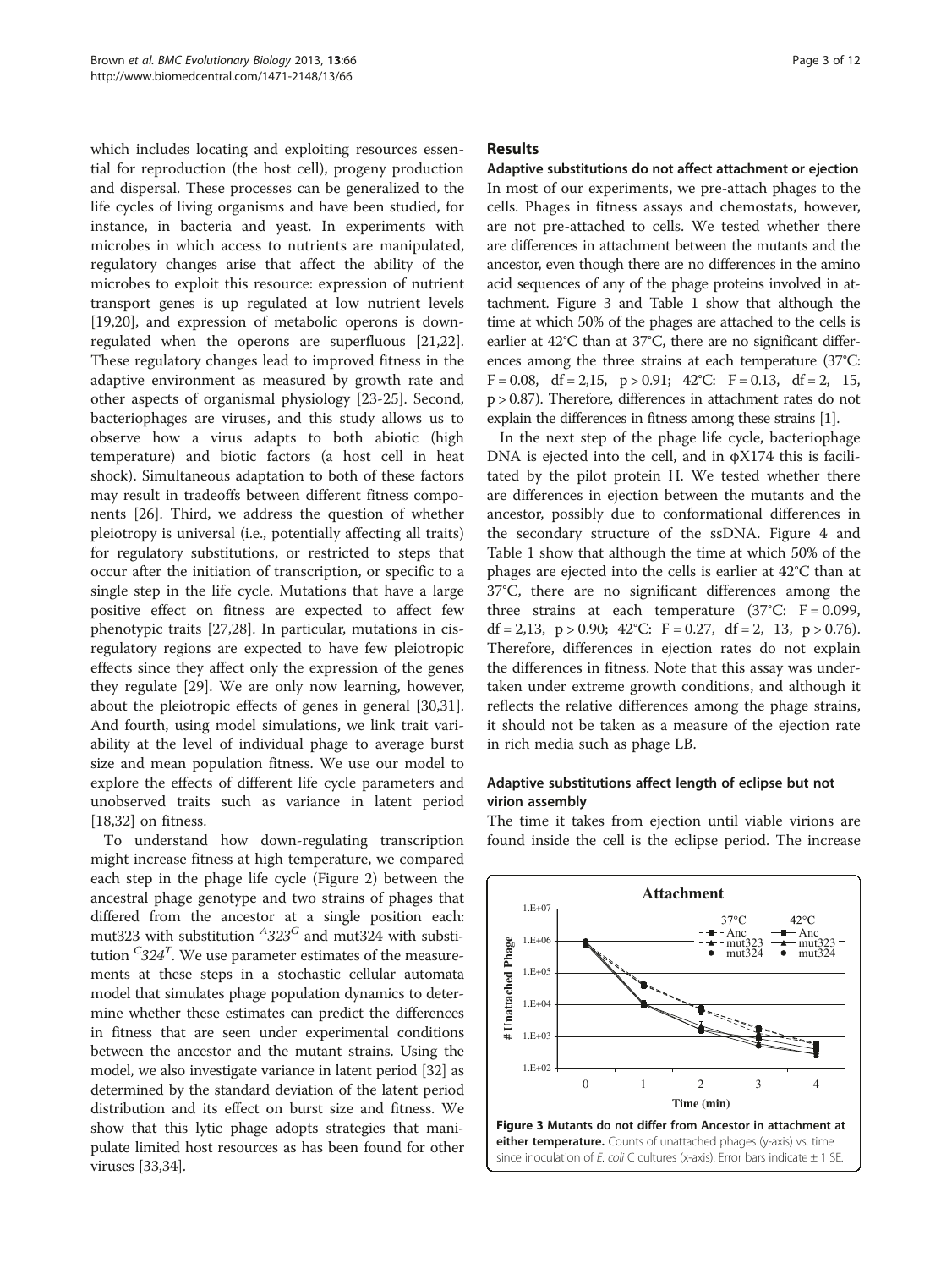which includes locating and exploiting resources essential for reproduction (the host cell), progeny production and dispersal. These processes can be generalized to the life cycles of living organisms and have been studied, for instance, in bacteria and yeast. In experiments with microbes in which access to nutrients are manipulated, regulatory changes arise that affect the ability of the microbes to exploit this resource: expression of nutrient transport genes is up regulated at low nutrient levels [19,20], and expression of metabolic operons is down-regulated when the operons are superfluous [21,22]. These regulatory changes lead to improved fitness in the adaptive environment as measured by growth rate and other aspects of organismal physiology [23-25]. Second, bacteriophages are viruses, and this study allows us to observe how a virus adapts to both abiotic (high temperature) and biotic factors (a host cell in heat shock). Simultaneous adaptation to both of these factors may result in tradeoffs between different fitness components [26]. Third, we address the question of whether pleiotropy is universal (i.e., potentially affecting all traits) for regulatory substitutions, or restricted to steps that occur after the initiation of transcription, or specific to a single step in the life cycle. Mutations that have a large positive effect on fitness are expected to affect few phenotypic traits [27,28]. In particular, mutations in cis-regulatory regions are expected to have few pleiotropic effects since they affect only the expression of the genes they regulate [29]. We are only now learning, however, about the pleiotropic effects of genes in general [30,31]. And fourth, using model simulations, we link trait variability at the level of individual phage to average burst size and mean population fitness. We use our model to explore the effects of different life cycle parameters and unobserved traits such as variance in latent period [18,32] on fitness.

To understand how down-regulating transcription might increase fitness at high temperature, we compared each step in the phage life cycle (Figure 2) between the ancestral phage genotype and two strains of phages that differed from the ancestor at a single position each: mut323 with substitution $^{A}323^{G}$ and mut324 with substitution $^{C}324^{T}$. We use parameter estimates of the measurements at these steps in a stochastic cellular automata model that simulates phage population dynamics to determine whether these estimates can predict the differences in fitness that are seen under experimental conditions between the ancestor and the mutant strains. Using the model, we also investigate variance in latent period [32] as determined by the standard deviation of the latent period distribution and its effect on burst size and fitness. We show that this lytic phage adopts strategies that manipulate limited host resources as has been found for other viruses [33,34].

## Results

### Adaptive substitutions do not affect attachment or ejection

In most of our experiments, we pre-attach phages to the cells. Phages in fitness assays and chemostats, however, are not pre-attached to cells. We tested whether there are differences in attachment between the mutants and the ancestor, even though there are no differences in the amino acid sequences of any of the phage proteins involved in attachment. Figure 3 and Table 1 show that although the time at which 50% of the phages are attached to the cells is earlier at 42°C than at 37°C, there are no significant differences among the three strains at each temperature (37°C: $F = 0.08$, $df = 2{,}15$, $p > 0.91$; 42°C: $F = 0.13$, $df = 2, 15$, $p > 0.87$). Therefore, differences in attachment rates do not explain the differences in fitness among these strains [1].

In the next step of the phage life cycle, bacteriophage DNA is ejected into the cell, and in ϕX174 this is facilitated by the pilot protein H. We tested whether there are differences in ejection between the mutants and the ancestor, possibly due to conformational differences in the secondary structure of the ssDNA. Figure 4 and Table 1 show that although the time at which 50% of the phages are ejected into the cells is earlier at 42°C than at 37°C, there are no significant differences among the three strains at each temperature (37°C: $F = 0.099$, $df = 2{,}13$, $p > 0.90$; 42°C: $F = 0.27$, $df = 2, 13$, $p > 0.76$). Therefore, differences in ejection rates do not explain the differences in fitness. Note that this assay was undertaken under extreme growth conditions, and although it reflects the relative differences among the phage strains, it should not be taken as a measure of the ejection rate in rich media such as phage LB.

### Adaptive substitutions affect length of eclipse but not virion assembly

The time it takes from ejection until viable virions are found inside the cell is the eclipse period. The increase

**Figure 3 Mutants do not differ from Ancestor in attachment at either temperature.** Counts of unattached phages (y-axis) vs. time since inoculation of *E. coli* C cultures (x-axis). Error bars indicate ± 1 SE.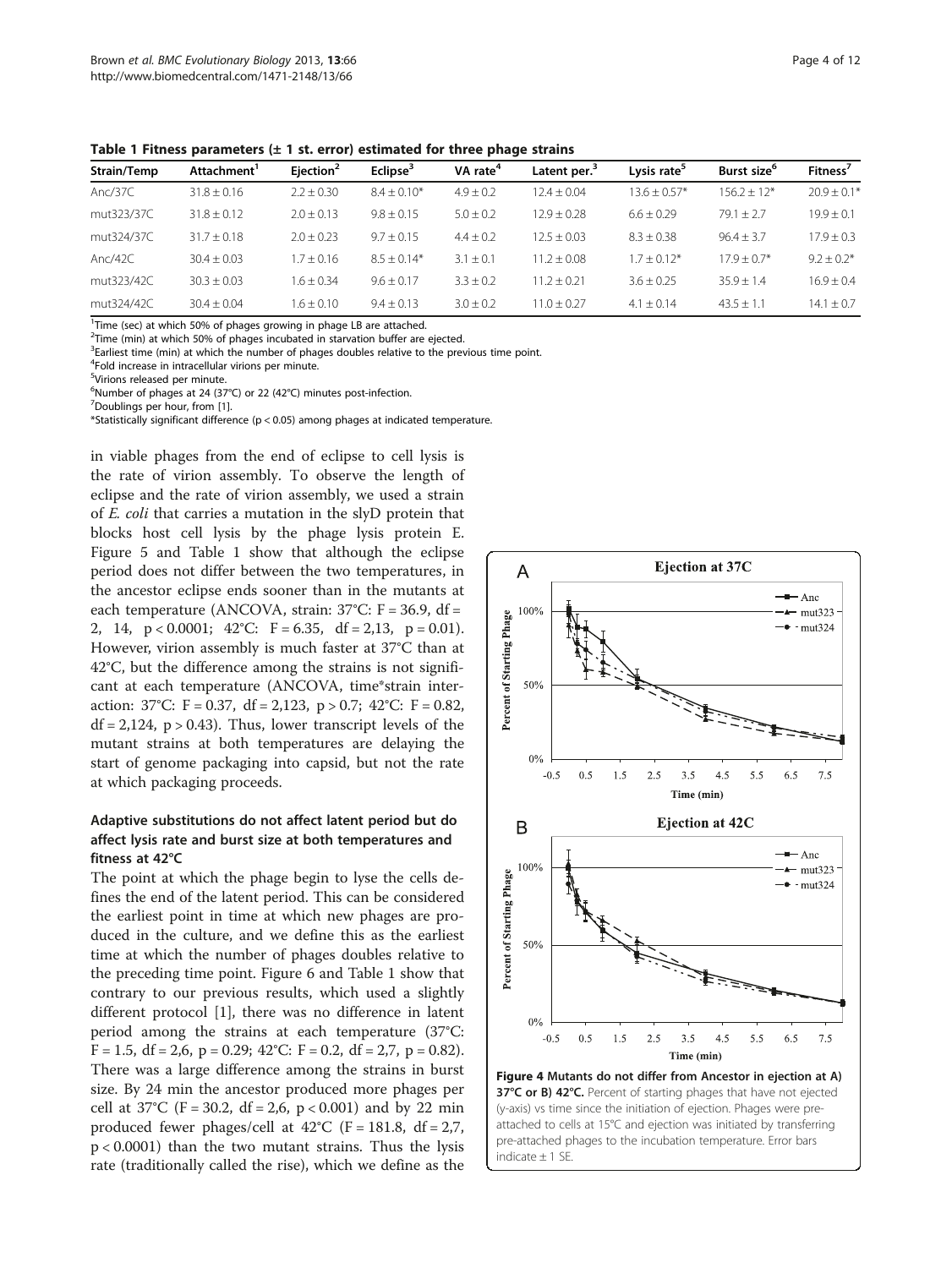**Table 1 Fitness parameters (± 1 st. error) estimated for three phage strains**

| Strain/Temp | Attachment[1] | Ejection[2] | Eclipse[3] | VA rate[4] | Latent per.[3] | Lysis rate[5] | Burst size[6] | Fitness[7] |
|---|---|---|---|---|---|---|---|---|
| Anc/37C | 31.8 ± 0.16 | 2.2 ± 0.30 | 8.4 ± 0.10* | 4.9 ± 0.2 | 12.4 ± 0.04 | 13.6 ± 0.57* | 156.2 ± 12* | 20.9 ± 0.1* |
| mut323/37C | 31.8 ± 0.12 | 2.0 ± 0.13 | 9.8 ± 0.15 | 5.0 ± 0.2 | 12.9 ± 0.28 | 6.6 ± 0.29 | 79.1 ± 2.7 | 19.9 ± 0.1 |
| mut324/37C | 31.7 ± 0.18 | 2.0 ± 0.23 | 9.7 ± 0.15 | 4.4 ± 0.2 | 12.5 ± 0.03 | 8.3 ± 0.38 | 96.4 ± 3.7 | 17.9 ± 0.3 |
| Anc/42C | 30.4 ± 0.03 | 1.7 ± 0.16 | 8.5 ± 0.14* | 3.1 ± 0.1 | 11.2 ± 0.08 | 1.7 ± 0.12* | 17.9 ± 0.7* | 9.2 ± 0.2* |
| mut323/42C | 30.3 ± 0.03 | 1.6 ± 0.34 | 9.6 ± 0.17 | 3.3 ± 0.2 | 11.2 ± 0.21 | 3.6 ± 0.25 | 35.9 ± 1.4 | 16.9 ± 0.4 |
| mut324/42C | 30.4 ± 0.04 | 1.6 ± 0.10 | 9.4 ± 0.13 | 3.0 ± 0.2 | 11.0 ± 0.27 | 4.1 ± 0.14 | 43.5 ± 1.1 | 14.1 ± 0.7 |

[1]Time (sec) at which 50% of phages growing in phage LB are attached.
[2]Time (min) at which 50% of phages incubated in starvation buffer are ejected.
[3]Earliest time (min) at which the number of phages doubles relative to the previous time point.
[4]Fold increase in intracellular virions per minute.
[5]Virions released per minute.
[6]Number of phages at 24 (37°C) or 22 (42°C) minutes post-infection.
[7]Doublings per hour, from [1].
*Statistically significant difference ($p < 0.05$) among phages at indicated temperature.

in viable phages from the end of eclipse to cell lysis is the rate of virion assembly. To observe the length of eclipse and the rate of virion assembly, we used a strain of *E. coli* that carries a mutation in the slyD protein that blocks host cell lysis by the phage lysis protein E. Figure 5 and Table 1 show that although the eclipse period does not differ between the two temperatures, in the ancestor eclipse ends sooner than in the mutants at each temperature (ANCOVA, strain: 37°C: $F = 36.9$, df = 2, 14, $p < 0.0001$; 42°C: $F = 6.35$, df = 2,13, $p = 0.01$). However, virion assembly is much faster at 37°C than at 42°C, but the difference among the strains is not significant at each temperature (ANCOVA, time*strain interaction: 37°C: $F = 0.37$, df = 2,123, $p > 0.7$; 42°C: $F = 0.82$, df = 2,124, $p > 0.43$). Thus, lower transcript levels of the mutant strains at both temperatures are delaying the start of genome packaging into capsid, but not the rate at which packaging proceeds.

### Adaptive substitutions do not affect latent period but do affect lysis rate and burst size at both temperatures and fitness at 42°C

The point at which the phage begin to lyse the cells defines the end of the latent period. This can be considered the earliest point in time at which new phages are produced in the culture, and we define this as the earliest time at which the number of phages doubles relative to the preceding time point. Figure 6 and Table 1 show that contrary to our previous results, which used a slightly different protocol [1], there was no difference in latent period among the strains at each temperature (37°C: $F = 1.5$, df = 2,6, $p = 0.29$; 42°C: $F = 0.2$, df = 2,7, $p = 0.82$). There was a large difference among the strains in burst size. By 24 min the ancestor produced more phages per cell at 37°C ($F = 30.2$, df = 2,6, $p < 0.001$) and by 22 min produced fewer phages/cell at 42°C ($F = 181.8$, df = 2,7, $p < 0.0001$) than the two mutant strains. Thus the lysis rate (traditionally called the rise), which we define as the

**Figure 4 Mutants do not differ from Ancestor in ejection at A) 37°C or B) 42°C.** Percent of starting phages that have not ejected (y-axis) vs time since the initiation of ejection. Phages were pre-attached to cells at 15°C and ejection was initiated by transferring pre-attached phages to the incubation temperature. Error bars indicate ± 1 SE.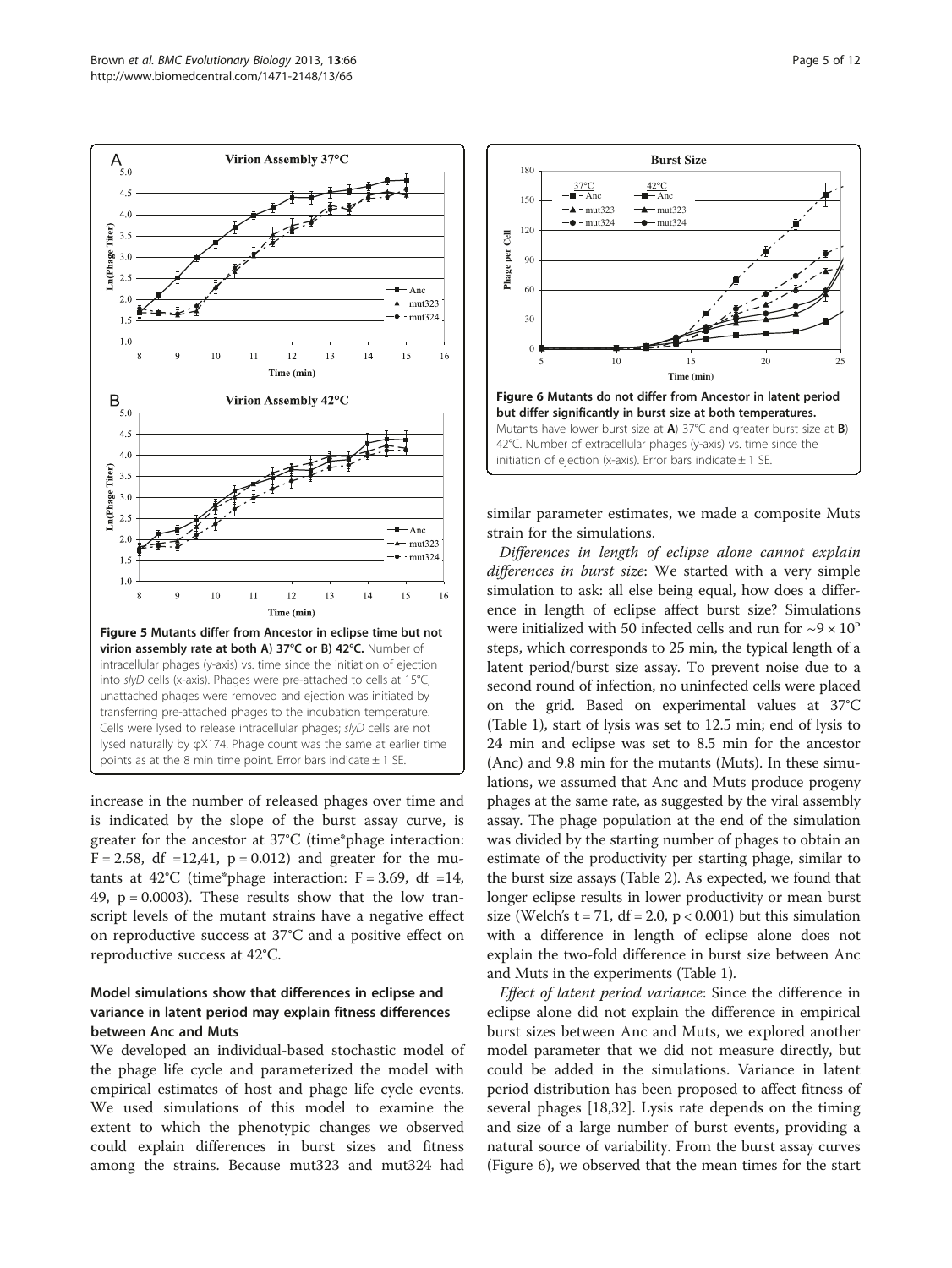Figure 5 Mutants differ from Ancestor in eclipse time but not virion assembly rate at both A) 37°C or B) 42°C. Number of intracellular phages (y-axis) vs. time since the initiation of ejection into *slyD* cells (x-axis). Phages were pre-attached to cells at 15°C, unattached phages were removed and ejection was initiated by transferring pre-attached phages to the incubation temperature. Cells were lysed to release intracellular phages; *slyD* cells are not lysed naturally by φX174. Phage count was the same at earlier time points as at the 8 min time point. Error bars indicate ± 1 SE.

Figure 6 Mutants do not differ from Ancestor in latent period but differ significantly in burst size at both temperatures. Mutants have lower burst size at A) 37°C and greater burst size at B) 42°C. Number of extracellular phages (y-axis) vs. time since the initiation of ejection (x-axis). Error bars indicate ± 1 SE.

increase in the number of released phages over time and is indicated by the slope of the burst assay curve, is greater for the ancestor at 37°C (time*phage interaction: $F = 2.58$, df =12,41, $p = 0.012$) and greater for the mutants at 42°C (time*phage interaction: $F = 3.69$, df =14, 49, $p = 0.0003$). These results show that the low transcript levels of the mutant strains have a negative effect on reproductive success at 37°C and a positive effect on reproductive success at 42°C.

### Model simulations show that differences in eclipse and variance in latent period may explain fitness differences between Anc and Muts

We developed an individual-based stochastic model of the phage life cycle and parameterized the model with empirical estimates of host and phage life cycle events. We used simulations of this model to examine the extent to which the phenotypic changes we observed could explain differences in burst sizes and fitness among the strains. Because mut323 and mut324 had similar parameter estimates, we made a composite Muts strain for the simulations.

*Differences in length of eclipse alone cannot explain differences in burst size*: We started with a very simple simulation to ask: all else being equal, how does a difference in length of eclipse affect burst size? Simulations were initialized with 50 infected cells and run for $\sim 9 \times 10^5$ steps, which corresponds to 25 min, the typical length of a latent period/burst size assay. To prevent noise due to a second round of infection, no uninfected cells were placed on the grid. Based on experimental values at 37°C (Table 1), start of lysis was set to 12.5 min; end of lysis to 24 min and eclipse was set to 8.5 min for the ancestor (Anc) and 9.8 min for the mutants (Muts). In these simulations, we assumed that Anc and Muts produce progeny phages at the same rate, as suggested by the viral assembly assay. The phage population at the end of the simulation was divided by the starting number of phages to obtain an estimate of the productivity per starting phage, similar to the burst size assays (Table 2). As expected, we found that longer eclipse results in lower productivity or mean burst size (Welch's $t = 71$, df = 2.0, $p < 0.001$) but this simulation with a difference in length of eclipse alone does not explain the two-fold difference in burst size between Anc and Muts in the experiments (Table 1).

*Effect of latent period variance*: Since the difference in eclipse alone did not explain the difference in empirical burst sizes between Anc and Muts, we explored another model parameter that we did not measure directly, but could be added in the simulations. Variance in latent period distribution has been proposed to affect fitness of several phages [18,32]. Lysis rate depends on the timing and size of a large number of burst events, providing a natural source of variability. From the burst assay curves (Figure 6), we observed that the mean times for the start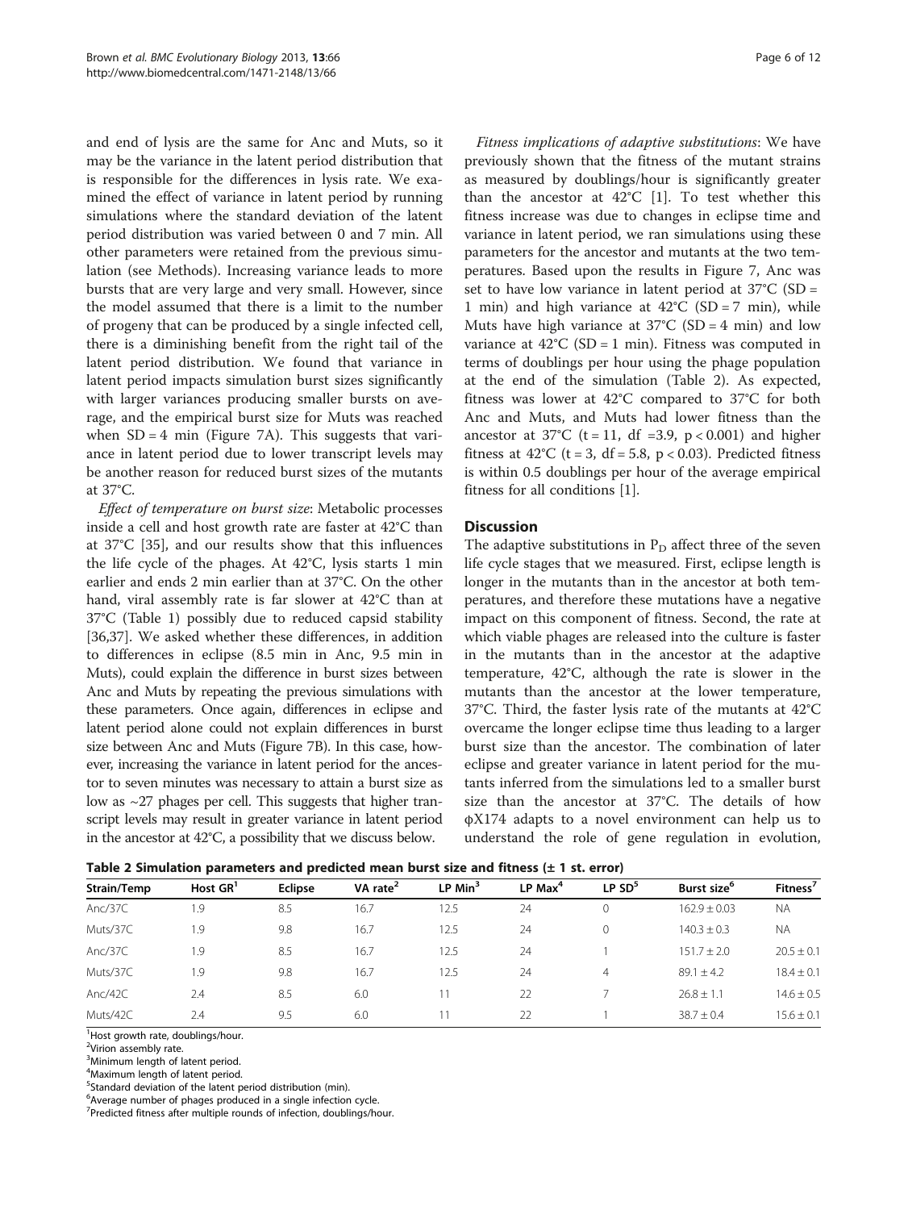and end of lysis are the same for Anc and Muts, so it may be the variance in the latent period distribution that is responsible for the differences in lysis rate. We examined the effect of variance in latent period by running simulations where the standard deviation of the latent period distribution was varied between 0 and 7 min. All other parameters were retained from the previous simulation (see Methods). Increasing variance leads to more bursts that are very large and very small. However, since the model assumed that there is a limit to the number of progeny that can be produced by a single infected cell, there is a diminishing benefit from the right tail of the latent period distribution. We found that variance in latent period impacts simulation burst sizes significantly with larger variances producing smaller bursts on average, and the empirical burst size for Muts was reached when SD = 4 min (Figure 7A). This suggests that variance in latent period due to lower transcript levels may be another reason for reduced burst sizes of the mutants at 37°C.

*Effect of temperature on burst size*: Metabolic processes inside a cell and host growth rate are faster at 42°C than at 37°C [35], and our results show that this influences the life cycle of the phages. At 42°C, lysis starts 1 min earlier and ends 2 min earlier than at 37°C. On the other hand, viral assembly rate is far slower at 42°C than at 37°C (Table 1) possibly due to reduced capsid stability [36,37]. We asked whether these differences, in addition to differences in eclipse (8.5 min in Anc, 9.5 min in Muts), could explain the difference in burst sizes between Anc and Muts by repeating the previous simulations with these parameters. Once again, differences in eclipse and latent period alone could not explain differences in burst size between Anc and Muts (Figure 7B). In this case, however, increasing the variance in latent period for the ancestor to seven minutes was necessary to attain a burst size as low as ~27 phages per cell. This suggests that higher transcript levels may result in greater variance in latent period in the ancestor at 42°C, a possibility that we discuss below.

*Fitness implications of adaptive substitutions*: We have previously shown that the fitness of the mutant strains as measured by doublings/hour is significantly greater than the ancestor at 42°C [1]. To test whether this fitness increase was due to changes in eclipse time and variance in latent period, we ran simulations using these parameters for the ancestor and mutants at the two temperatures. Based upon the results in Figure 7, Anc was set to have low variance in latent period at 37°C (SD = 1 min) and high variance at 42°C (SD = 7 min), while Muts have high variance at 37°C (SD = 4 min) and low variance at 42°C (SD = 1 min). Fitness was computed in terms of doublings per hour using the phage population at the end of the simulation (Table 2). As expected, fitness was lower at 42°C compared to 37°C for both Anc and Muts, and Muts had lower fitness than the ancestor at 37°C ($t = 11$, $df = 3.9$, $p < 0.001$) and higher fitness at 42°C ($t = 3$, $df = 5.8$, $p < 0.03$). Predicted fitness is within 0.5 doublings per hour of the average empirical fitness for all conditions [1].

## Discussion

The adaptive substitutions in $P_D$ affect three of the seven life cycle stages that we measured. First, eclipse length is longer in the mutants than in the ancestor at both temperatures, and therefore these mutations have a negative impact on this component of fitness. Second, the rate at which viable phages are released into the culture is faster in the mutants than in the ancestor at the adaptive temperature, 42°C, although the rate is slower in the mutants than the ancestor at the lower temperature, 37°C. Third, the faster lysis rate of the mutants at 42°C overcame the longer eclipse time thus leading to a larger burst size than the ancestor. The combination of later eclipse and greater variance in latent period for the mutants inferred from the simulations led to a smaller burst size than the ancestor at 37°C. The details of how ϕX174 adapts to a novel environment can help us to understand the role of gene regulation in evolution,

**Table 2 Simulation parameters and predicted mean burst size and fitness (± 1 st. error)**

| Strain/Temp | Host GR[1] | Eclipse | VA rate[2] | LP Min[3] | LP Max[4] | LP SD[5] | Burst size[6] | Fitness[7] |
|---|---|---|---|---|---|---|---|---|
| Anc/37C | 1.9 | 8.5 | 16.7 | 12.5 | 24 | 0 | 162.9 ± 0.03 | NA |
| Muts/37C | 1.9 | 9.8 | 16.7 | 12.5 | 24 | 0 | 140.3 ± 0.3 | NA |
| Anc/37C | 1.9 | 8.5 | 16.7 | 12.5 | 24 | 1 | 151.7 ± 2.0 | 20.5 ± 0.1 |
| Muts/37C | 1.9 | 9.8 | 16.7 | 12.5 | 24 | 4 | 89.1 ± 4.2 | 18.4 ± 0.1 |
| Anc/42C | 2.4 | 8.5 | 6.0 | 11 | 22 | 7 | 26.8 ± 1.1 | 14.6 ± 0.5 |
| Muts/42C | 2.4 | 9.5 | 6.0 | 11 | 22 | 1 | 38.7 ± 0.4 | 15.6 ± 0.1 |

[1]Host growth rate, doublings/hour.
[2]Virion assembly rate.
[3]Minimum length of latent period.
[4]Maximum length of latent period.
[5]Standard deviation of the latent period distribution (min).
[6]Average number of phages produced in a single infection cycle.
[7]Predicted fitness after multiple rounds of infection, doublings/hour.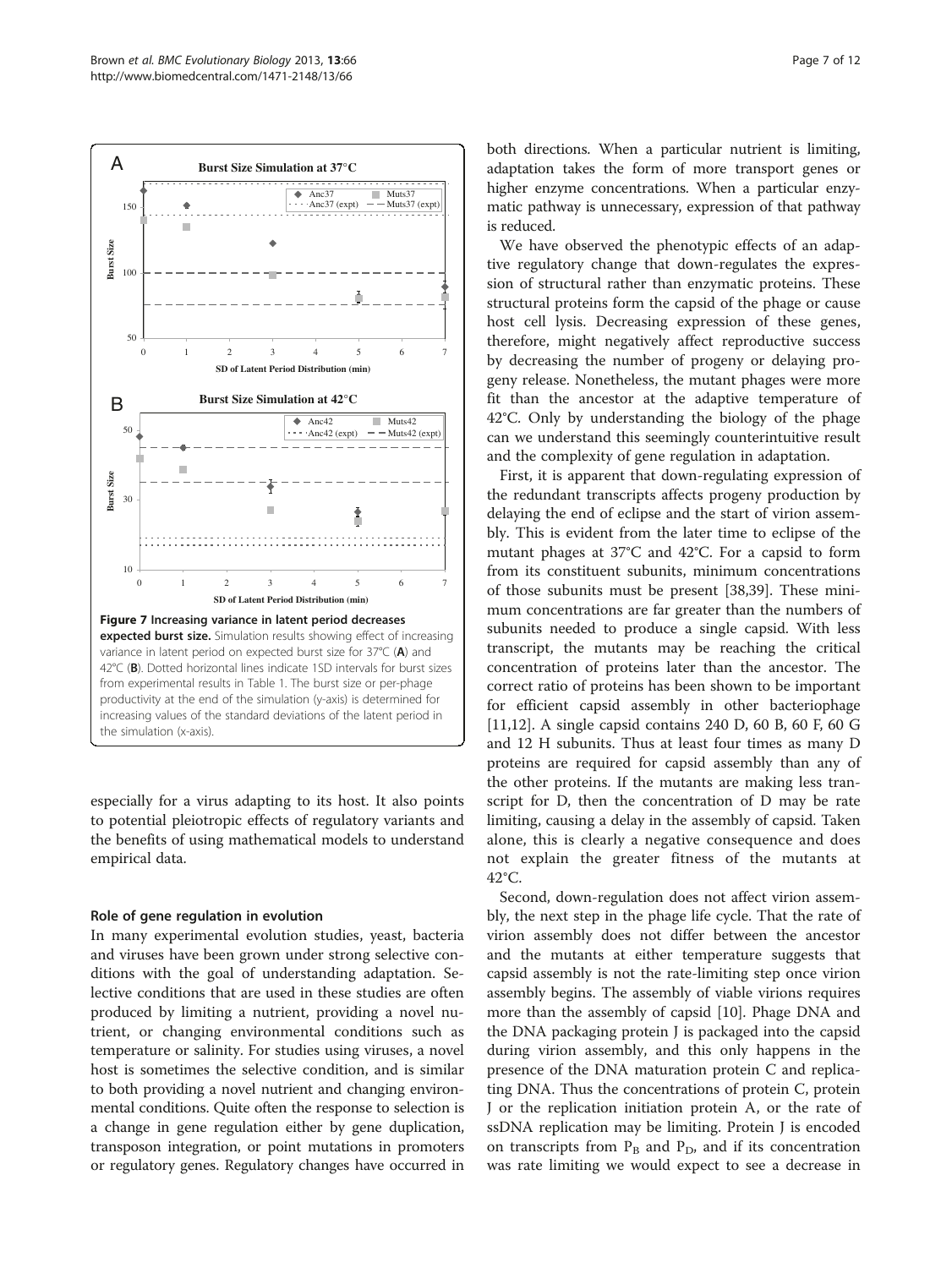**Figure 7 Increasing variance in latent period decreases expected burst size.** Simulation results showing effect of increasing variance in latent period on expected burst size for 37°C (**A**) and 42°C (**B**). Dotted horizontal lines indicate 1SD intervals for burst sizes from experimental results in Table 1. The burst size or per-phage productivity at the end of the simulation (y-axis) is determined for increasing values of the standard deviations of the latent period in the simulation (x-axis).

especially for a virus adapting to its host. It also points to potential pleiotropic effects of regulatory variants and the benefits of using mathematical models to understand empirical data.

### Role of gene regulation in evolution

In many experimental evolution studies, yeast, bacteria and viruses have been grown under strong selective conditions with the goal of understanding adaptation. Selective conditions that are used in these studies are often produced by limiting a nutrient, providing a novel nutrient, or changing environmental conditions such as temperature or salinity. For studies using viruses, a novel host is sometimes the selective condition, and is similar to both providing a novel nutrient and changing environmental conditions. Quite often the response to selection is a change in gene regulation either by gene duplication, transposon integration, or point mutations in promoters or regulatory genes. Regulatory changes have occurred in both directions. When a particular nutrient is limiting, adaptation takes the form of more transport genes or higher enzyme concentrations. When a particular enzymatic pathway is unnecessary, expression of that pathway is reduced.

We have observed the phenotypic effects of an adaptive regulatory change that down-regulates the expression of structural rather than enzymatic proteins. These structural proteins form the capsid of the phage or cause host cell lysis. Decreasing expression of these genes, therefore, might negatively affect reproductive success by decreasing the number of progeny or delaying progeny release. Nonetheless, the mutant phages were more fit than the ancestor at the adaptive temperature of 42°C. Only by understanding the biology of the phage can we understand this seemingly counterintuitive result and the complexity of gene regulation in adaptation.

First, it is apparent that down-regulating expression of the redundant transcripts affects progeny production by delaying the end of eclipse and the start of virion assembly. This is evident from the later time to eclipse of the mutant phages at 37°C and 42°C. For a capsid to form from its constituent subunits, minimum concentrations of those subunits must be present [38,39]. These minimum concentrations are far greater than the numbers of subunits needed to produce a single capsid. With less transcript, the mutants may be reaching the critical concentration of proteins later than the ancestor. The correct ratio of proteins has been shown to be important for efficient capsid assembly in other bacteriophage [11,12]. A single capsid contains 240 D, 60 B, 60 F, 60 G and 12 H subunits. Thus at least four times as many D proteins are required for capsid assembly than any of the other proteins. If the mutants are making less transcript for D, then the concentration of D may be rate limiting, causing a delay in the assembly of capsid. Taken alone, this is clearly a negative consequence and does not explain the greater fitness of the mutants at 42°C.

Second, down-regulation does not affect virion assembly, the next step in the phage life cycle. That the rate of virion assembly does not differ between the ancestor and the mutants at either temperature suggests that capsid assembly is not the rate-limiting step once virion assembly begins. The assembly of viable virions requires more than the assembly of capsid [10]. Phage DNA and the DNA packaging protein J is packaged into the capsid during virion assembly, and this only happens in the presence of the DNA maturation protein C and replicating DNA. Thus the concentrations of protein C, protein J or the replication initiation protein A, or the rate of ssDNA replication may be limiting. Protein J is encoded on transcripts from $P_B$ and $P_D$, and if its concentration was rate limiting we would expect to see a decrease in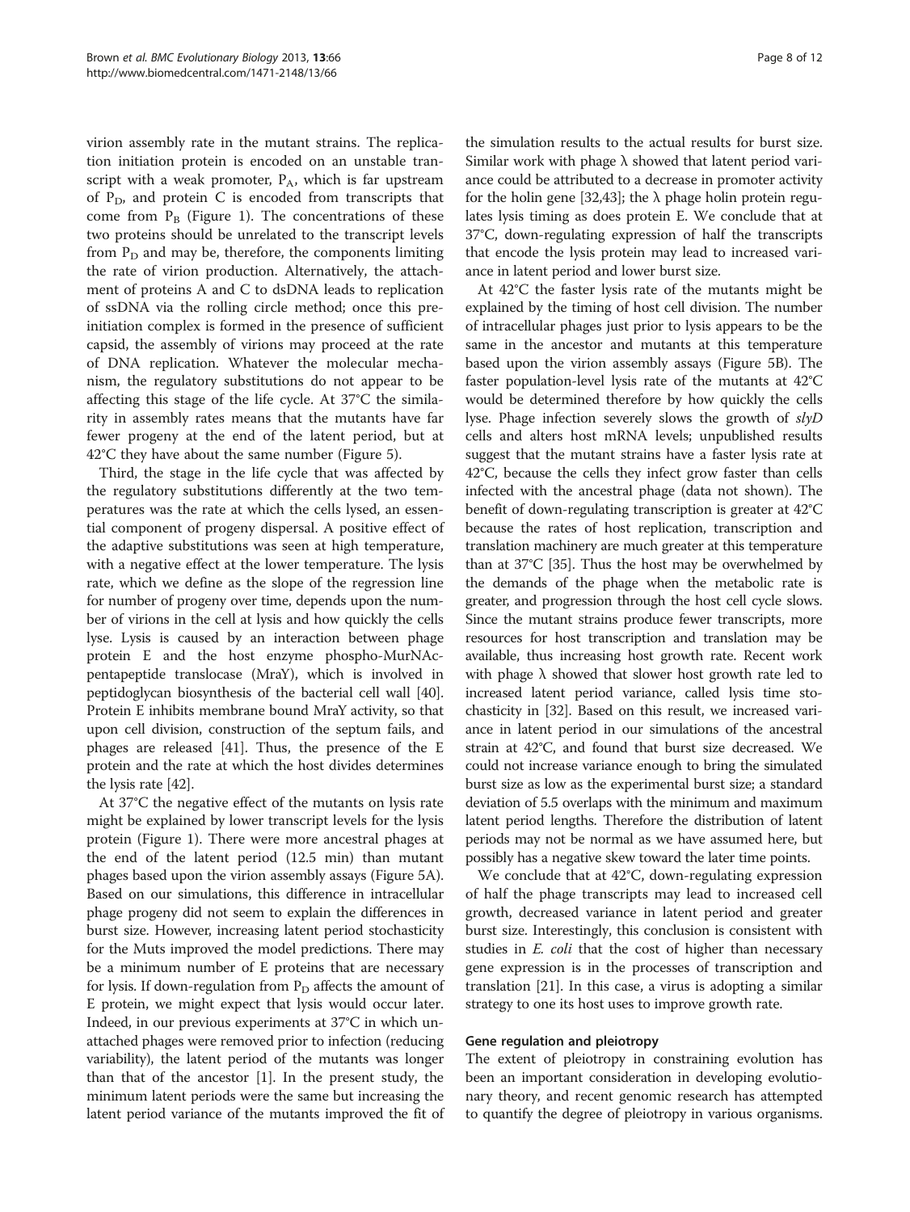virion assembly rate in the mutant strains. The replication initiation protein is encoded on an unstable transcript with a weak promoter, $P_A$, which is far upstream of $P_D$, and protein C is encoded from transcripts that come from $P_B$ (Figure 1). The concentrations of these two proteins should be unrelated to the transcript levels from $P_D$ and may be, therefore, the components limiting the rate of virion production. Alternatively, the attachment of proteins A and C to dsDNA leads to replication of ssDNA via the rolling circle method; once this pre-initiation complex is formed in the presence of sufficient capsid, the assembly of virions may proceed at the rate of DNA replication. Whatever the molecular mechanism, the regulatory substitutions do not appear to be affecting this stage of the life cycle. At 37°C the similarity in assembly rates means that the mutants have far fewer progeny at the end of the latent period, but at 42°C they have about the same number (Figure 5).

Third, the stage in the life cycle that was affected by the regulatory substitutions differently at the two temperatures was the rate at which the cells lysed, an essential component of progeny dispersal. A positive effect of the adaptive substitutions was seen at high temperature, with a negative effect at the lower temperature. The lysis rate, which we define as the slope of the regression line for number of progeny over time, depends upon the number of virions in the cell at lysis and how quickly the cells lyse. Lysis is caused by an interaction between phage protein E and the host enzyme phospho-MurNAc-pentapeptide translocase (MraY), which is involved in peptidoglycan biosynthesis of the bacterial cell wall [40]. Protein E inhibits membrane bound MraY activity, so that upon cell division, construction of the septum fails, and phages are released [41]. Thus, the presence of the E protein and the rate at which the host divides determines the lysis rate [42].

At 37°C the negative effect of the mutants on lysis rate might be explained by lower transcript levels for the lysis protein (Figure 1). There were more ancestral phages at the end of the latent period (12.5 min) than mutant phages based upon the virion assembly assays (Figure 5A). Based on our simulations, this difference in intracellular phage progeny did not seem to explain the differences in burst size. However, increasing latent period stochasticity for the Muts improved the model predictions. There may be a minimum number of E proteins that are necessary for lysis. If down-regulation from $P_D$ affects the amount of E protein, we might expect that lysis would occur later. Indeed, in our previous experiments at 37°C in which unattached phages were removed prior to infection (reducing variability), the latent period of the mutants was longer than that of the ancestor [1]. In the present study, the minimum latent periods were the same but increasing the latent period variance of the mutants improved the fit of the simulation results to the actual results for burst size. Similar work with phage λ showed that latent period variance could be attributed to a decrease in promoter activity for the holin gene [32,43]; the λ phage holin protein regulates lysis timing as does protein E. We conclude that at 37°C, down-regulating expression of half the transcripts that encode the lysis protein may lead to increased variance in latent period and lower burst size.

At 42°C the faster lysis rate of the mutants might be explained by the timing of host cell division. The number of intracellular phages just prior to lysis appears to be the same in the ancestor and mutants at this temperature based upon the virion assembly assays (Figure 5B). The faster population-level lysis rate of the mutants at 42°C would be determined therefore by how quickly the cells lyse. Phage infection severely slows the growth of *slyD* cells and alters host mRNA levels; unpublished results suggest that the mutant strains have a faster lysis rate at 42°C, because the cells they infect grow faster than cells infected with the ancestral phage (data not shown). The benefit of down-regulating transcription is greater at 42°C because the rates of host replication, transcription and translation machinery are much greater at this temperature than at 37°C [35]. Thus the host may be overwhelmed by the demands of the phage when the metabolic rate is greater, and progression through the host cell cycle slows. Since the mutant strains produce fewer transcripts, more resources for host transcription and translation may be available, thus increasing host growth rate. Recent work with phage λ showed that slower host growth rate led to increased latent period variance, called lysis time stochasticity in [32]. Based on this result, we increased variance in latent period in our simulations of the ancestral strain at 42°C, and found that burst size decreased. We could not increase variance enough to bring the simulated burst size as low as the experimental burst size; a standard deviation of 5.5 overlaps with the minimum and maximum latent period lengths. Therefore the distribution of latent periods may not be normal as we have assumed here, but possibly has a negative skew toward the later time points.

We conclude that at 42°C, down-regulating expression of half the phage transcripts may lead to increased cell growth, decreased variance in latent period and greater burst size. Interestingly, this conclusion is consistent with studies in *E. coli* that the cost of higher than necessary gene expression is in the processes of transcription and translation [21]. In this case, a virus is adopting a similar strategy to one its host uses to improve growth rate.

### Gene regulation and pleiotropy

The extent of pleiotropy in constraining evolution has been an important consideration in developing evolutionary theory, and recent genomic research has attempted to quantify the degree of pleiotropy in various organisms.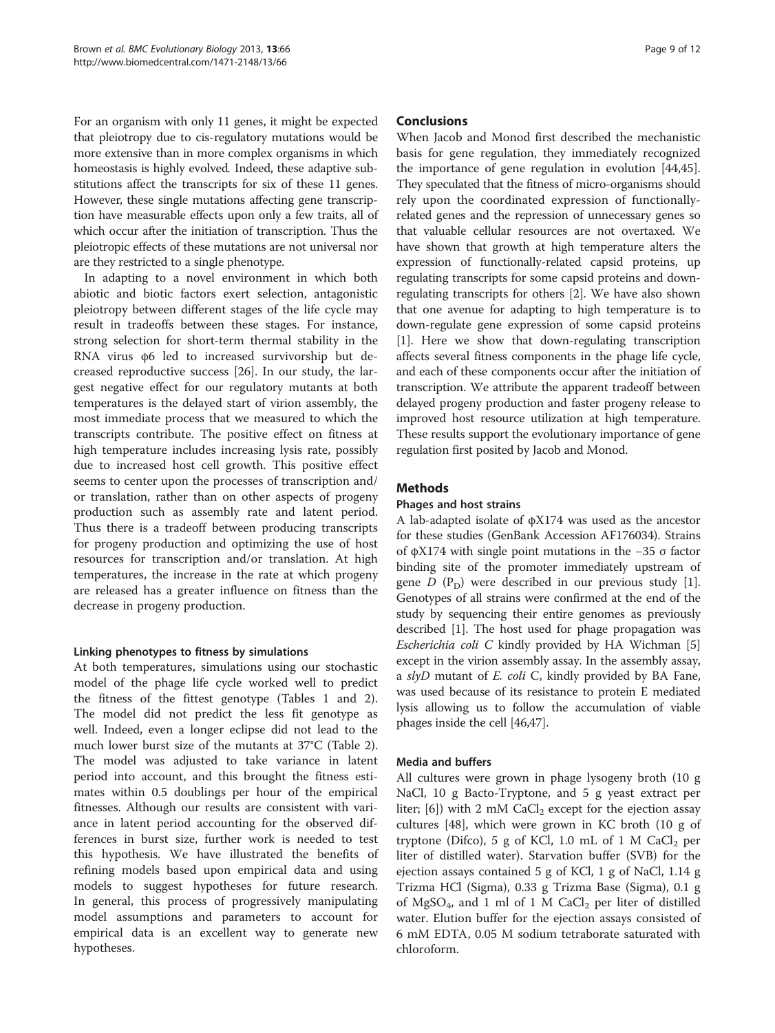For an organism with only 11 genes, it might be expected that pleiotropy due to cis-regulatory mutations would be more extensive than in more complex organisms in which homeostasis is highly evolved. Indeed, these adaptive substitutions affect the transcripts for six of these 11 genes. However, these single mutations affecting gene transcription have measurable effects upon only a few traits, all of which occur after the initiation of transcription. Thus the pleiotropic effects of these mutations are not universal nor are they restricted to a single phenotype.

In adapting to a novel environment in which both abiotic and biotic factors exert selection, antagonistic pleiotropy between different stages of the life cycle may result in tradeoffs between these stages. For instance, strong selection for short-term thermal stability in the RNA virus φ6 led to increased survivorship but decreased reproductive success [26]. In our study, the largest negative effect for our regulatory mutants at both temperatures is the delayed start of virion assembly, the most immediate process that we measured to which the transcripts contribute. The positive effect on fitness at high temperature includes increasing lysis rate, possibly due to increased host cell growth. This positive effect seems to center upon the processes of transcription and/or translation, rather than on other aspects of progeny production such as assembly rate and latent period. Thus there is a tradeoff between producing transcripts for progeny production and optimizing the use of host resources for transcription and/or translation. At high temperatures, the increase in the rate at which progeny are released has a greater influence on fitness than the decrease in progeny production.

### Linking phenotypes to fitness by simulations

At both temperatures, simulations using our stochastic model of the phage life cycle worked well to predict the fitness of the fittest genotype (Tables 1 and 2). The model did not predict the less fit genotype as well. Indeed, even a longer eclipse did not lead to the much lower burst size of the mutants at 37°C (Table 2). The model was adjusted to take variance in latent period into account, and this brought the fitness estimates within 0.5 doublings per hour of the empirical fitnesses. Although our results are consistent with variance in latent period accounting for the observed differences in burst size, further work is needed to test this hypothesis. We have illustrated the benefits of refining models based upon empirical data and using models to suggest hypotheses for future research. In general, this process of progressively manipulating model assumptions and parameters to account for empirical data is an excellent way to generate new hypotheses.

## Conclusions

When Jacob and Monod first described the mechanistic basis for gene regulation, they immediately recognized the importance of gene regulation in evolution [44,45]. They speculated that the fitness of micro-organisms should rely upon the coordinated expression of functionally-related genes and the repression of unnecessary genes so that valuable cellular resources are not overtaxed. We have shown that growth at high temperature alters the expression of functionally-related capsid proteins, up regulating transcripts for some capsid proteins and down-regulating transcripts for others [2]. We have also shown that one avenue for adapting to high temperature is to down-regulate gene expression of some capsid proteins [1]. Here we show that down-regulating transcription affects several fitness components in the phage life cycle, and each of these components occur after the initiation of transcription. We attribute the apparent tradeoff between delayed progeny production and faster progeny release to improved host resource utilization at high temperature. These results support the evolutionary importance of gene regulation first posited by Jacob and Monod.

## Methods

### Phages and host strains

A lab-adapted isolate of φX174 was used as the ancestor for these studies (GenBank Accession AF176034). Strains of φX174 with single point mutations in the −35 σ factor binding site of the promoter immediately upstream of gene *D* ($P_D$) were described in our previous study [1]. Genotypes of all strains were confirmed at the end of the study by sequencing their entire genomes as previously described [1]. The host used for phage propagation was *Escherichia coli C* kindly provided by HA Wichman [5] except in the virion assembly assay. In the assembly assay, a *slyD* mutant of *E. coli* C, kindly provided by BA Fane, was used because of its resistance to protein E mediated lysis allowing us to follow the accumulation of viable phages inside the cell [46,47].

### Media and buffers

All cultures were grown in phage lysogeny broth (10 g NaCl, 10 g Bacto-Tryptone, and 5 g yeast extract per liter; [6]) with 2 mM $CaCl_2$ except for the ejection assay cultures [48], which were grown in KC broth (10 g of tryptone (Difco), 5 g of KCl, 1.0 mL of 1 M $CaCl_2$ per liter of distilled water). Starvation buffer (SVB) for the ejection assays contained 5 g of KCl, 1 g of NaCl, 1.14 g Trizma HCl (Sigma), 0.33 g Trizma Base (Sigma), 0.1 g of $MgSO_4$, and 1 ml of 1 M $CaCl_2$ per liter of distilled water. Elution buffer for the ejection assays consisted of 6 mM EDTA, 0.05 M sodium tetraborate saturated with chloroform.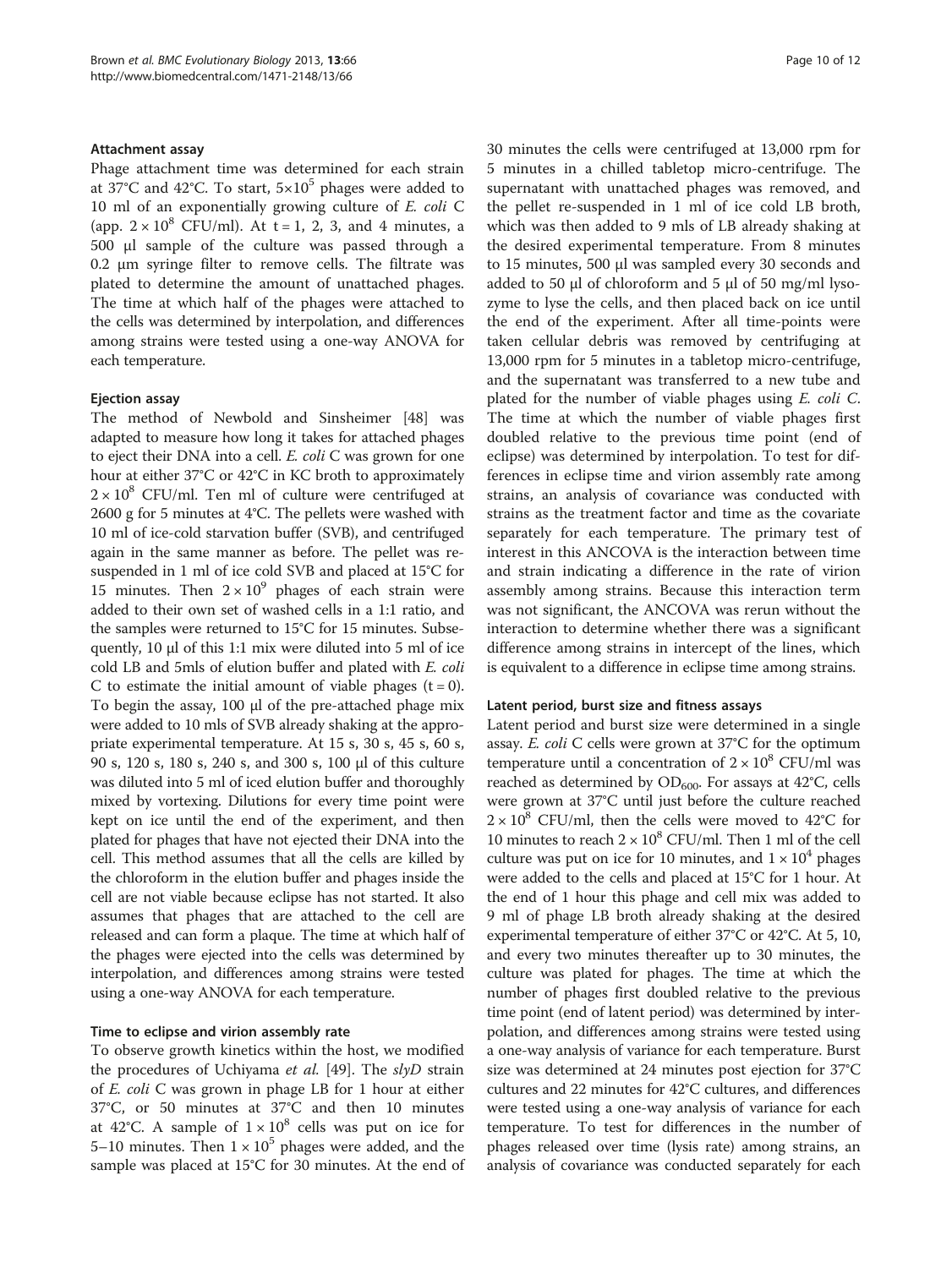#### Attachment assay

Phage attachment time was determined for each strain at 37°C and 42°C. To start, $5\times10^5$ phages were added to 10 ml of an exponentially growing culture of *E. coli* C (app. $2\times10^8$ CFU/ml). At t = 1, 2, 3, and 4 minutes, a 500 µl sample of the culture was passed through a 0.2 µm syringe filter to remove cells. The filtrate was plated to determine the amount of unattached phages. The time at which half of the phages were attached to the cells was determined by interpolation, and differences among strains were tested using a one-way ANOVA for each temperature.

#### Ejection assay

The method of Newbold and Sinsheimer [48] was adapted to measure how long it takes for attached phages to eject their DNA into a cell. *E. coli* C was grown for one hour at either 37°C or 42°C in KC broth to approximately $2\times10^8$ CFU/ml. Ten ml of culture were centrifuged at 2600 g for 5 minutes at 4°C. The pellets were washed with 10 ml of ice-cold starvation buffer (SVB), and centrifuged again in the same manner as before. The pellet was resuspended in 1 ml of ice cold SVB and placed at 15°C for 15 minutes. Then $2\times10^9$ phages of each strain were added to their own set of washed cells in a 1:1 ratio, and the samples were returned to 15°C for 15 minutes. Subsequently, 10 µl of this 1:1 mix were diluted into 5 ml of ice cold LB and 5mls of elution buffer and plated with *E. coli* C to estimate the initial amount of viable phages (t = 0). To begin the assay, 100 µl of the pre-attached phage mix were added to 10 mls of SVB already shaking at the appropriate experimental temperature. At 15 s, 30 s, 45 s, 60 s, 90 s, 120 s, 180 s, 240 s, and 300 s, 100 µl of this culture was diluted into 5 ml of iced elution buffer and thoroughly mixed by vortexing. Dilutions for every time point were kept on ice until the end of the experiment, and then plated for phages that have not ejected their DNA into the cell. This method assumes that all the cells are killed by the chloroform in the elution buffer and phages inside the cell are not viable because eclipse has not started. It also assumes that phages that are attached to the cell are released and can form a plaque. The time at which half of the phages were ejected into the cells was determined by interpolation, and differences among strains were tested using a one-way ANOVA for each temperature.

#### Time to eclipse and virion assembly rate

To observe growth kinetics within the host, we modified the procedures of Uchiyama *et al.* [49]. The *slyD* strain of *E. coli* C was grown in phage LB for 1 hour at either 37°C, or 50 minutes at 37°C and then 10 minutes at 42°C. A sample of $1\times10^8$ cells was put on ice for 5–10 minutes. Then $1\times10^5$ phages were added, and the sample was placed at 15°C for 30 minutes. At the end of 30 minutes the cells were centrifuged at 13,000 rpm for 5 minutes in a chilled tabletop micro-centrifuge. The supernatant with unattached phages was removed, and the pellet re-suspended in 1 ml of ice cold LB broth, which was then added to 9 mls of LB already shaking at the desired experimental temperature. From 8 minutes to 15 minutes, 500 µl was sampled every 30 seconds and added to 50 µl of chloroform and 5 µl of 50 mg/ml lysozyme to lyse the cells, and then placed back on ice until the end of the experiment. After all time-points were taken cellular debris was removed by centrifuging at 13,000 rpm for 5 minutes in a tabletop micro-centrifuge, and the supernatant was transferred to a new tube and plated for the number of viable phages using *E. coli C*. The time at which the number of viable phages first doubled relative to the previous time point (end of eclipse) was determined by interpolation. To test for differences in eclipse time and virion assembly rate among strains, an analysis of covariance was conducted with strains as the treatment factor and time as the covariate separately for each temperature. The primary test of interest in this ANCOVA is the interaction between time and strain indicating a difference in the rate of virion assembly among strains. Because this interaction term was not significant, the ANCOVA was rerun without the interaction to determine whether there was a significant difference among strains in intercept of the lines, which is equivalent to a difference in eclipse time among strains.

#### Latent period, burst size and fitness assays

Latent period and burst size were determined in a single assay. *E. coli* C cells were grown at 37°C for the optimum temperature until a concentration of $2\times10^8$ CFU/ml was reached as determined by $OD_{600}$. For assays at 42°C, cells were grown at 37°C until just before the culture reached $2\times10^8$ CFU/ml, then the cells were moved to 42°C for 10 minutes to reach $2\times10^8$ CFU/ml. Then 1 ml of the cell culture was put on ice for 10 minutes, and $1\times10^4$ phages were added to the cells and placed at 15°C for 1 hour. At the end of 1 hour this phage and cell mix was added to 9 ml of phage LB broth already shaking at the desired experimental temperature of either 37°C or 42°C. At 5, 10, and every two minutes thereafter up to 30 minutes, the culture was plated for phages. The time at which the number of phages first doubled relative to the previous time point (end of latent period) was determined by interpolation, and differences among strains were tested using a one-way analysis of variance for each temperature. Burst size was determined at 24 minutes post ejection for 37°C cultures and 22 minutes for 42°C cultures, and differences were tested using a one-way analysis of variance for each temperature. To test for differences in the number of phages released over time (lysis rate) among strains, an analysis of covariance was conducted separately for each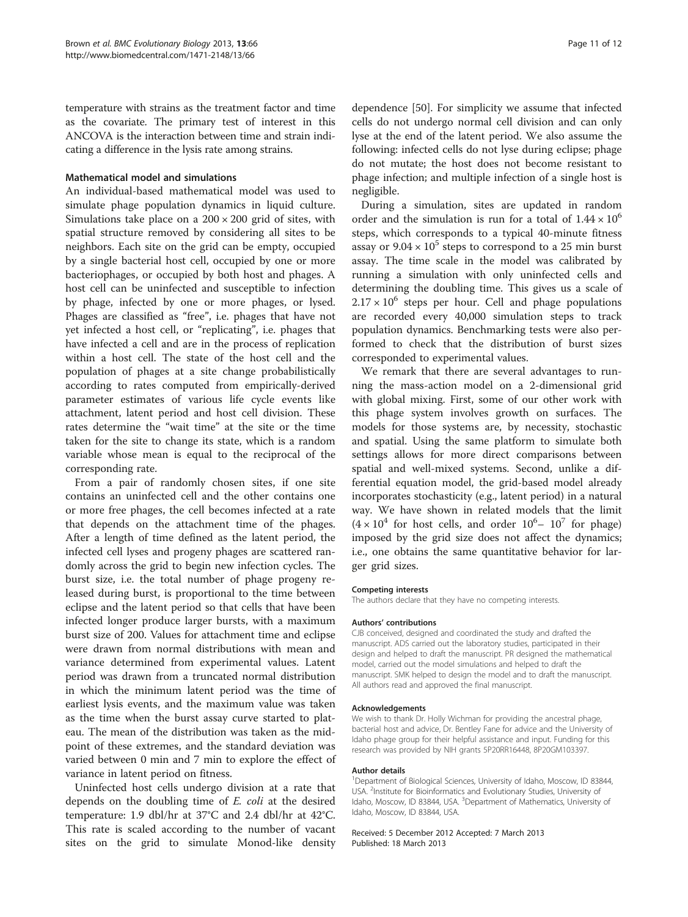temperature with strains as the treatment factor and time as the covariate. The primary test of interest in this ANCOVA is the interaction between time and strain indicating a difference in the lysis rate among strains.

### Mathematical model and simulations

An individual-based mathematical model was used to simulate phage population dynamics in liquid culture. Simulations take place on a $200 \times 200$ grid of sites, with spatial structure removed by considering all sites to be neighbors. Each site on the grid can be empty, occupied by a single bacterial host cell, occupied by one or more bacteriophages, or occupied by both host and phages. A host cell can be uninfected and susceptible to infection by phage, infected by one or more phages, or lysed. Phages are classified as "free", i.e. phages that have not yet infected a host cell, or "replicating", i.e. phages that have infected a cell and are in the process of replication within a host cell. The state of the host cell and the population of phages at a site change probabilistically according to rates computed from empirically-derived parameter estimates of various life cycle events like attachment, latent period and host cell division. These rates determine the "wait time" at the site or the time taken for the site to change its state, which is a random variable whose mean is equal to the reciprocal of the corresponding rate.

From a pair of randomly chosen sites, if one site contains an uninfected cell and the other contains one or more free phages, the cell becomes infected at a rate that depends on the attachment time of the phages. After a length of time defined as the latent period, the infected cell lyses and progeny phages are scattered randomly across the grid to begin new infection cycles. The burst size, i.e. the total number of phage progeny released during burst, is proportional to the time between eclipse and the latent period so that cells that have been infected longer produce larger bursts, with a maximum burst size of 200. Values for attachment time and eclipse were drawn from normal distributions with mean and variance determined from experimental values. Latent period was drawn from a truncated normal distribution in which the minimum latent period was the time of earliest lysis events, and the maximum value was taken as the time when the burst assay curve started to plateau. The mean of the distribution was taken as the midpoint of these extremes, and the standard deviation was varied between 0 min and 7 min to explore the effect of variance in latent period on fitness.

Uninfected host cells undergo division at a rate that depends on the doubling time of *E. coli* at the desired temperature: 1.9 dbl/hr at 37°C and 2.4 dbl/hr at 42°C. This rate is scaled according to the number of vacant sites on the grid to simulate Monod-like density dependence [50]. For simplicity we assume that infected cells do not undergo normal cell division and can only lyse at the end of the latent period. We also assume the following: infected cells do not lyse during eclipse; phage do not mutate; the host does not become resistant to phage infection; and multiple infection of a single host is negligible.

During a simulation, sites are updated in random order and the simulation is run for a total of $1.44 \times 10^6$ steps, which corresponds to a typical 40-minute fitness assay or $9.04 \times 10^5$ steps to correspond to a 25 min burst assay. The time scale in the model was calibrated by running a simulation with only uninfected cells and determining the doubling time. This gives us a scale of $2.17 \times 10^6$ steps per hour. Cell and phage populations are recorded every 40,000 simulation steps to track population dynamics. Benchmarking tests were also performed to check that the distribution of burst sizes corresponded to experimental values.

We remark that there are several advantages to running the mass-action model on a 2-dimensional grid with global mixing. First, some of our other work with this phage system involves growth on surfaces. The models for those systems are, by necessity, stochastic and spatial. Using the same platform to simulate both settings allows for more direct comparisons between spatial and well-mixed systems. Second, unlike a differential equation model, the grid-based model already incorporates stochasticity (e.g., latent period) in a natural way. We have shown in related models that the limit ($4 \times 10^4$ for host cells, and order $10^6$– $10^7$ for phage) imposed by the grid size does not affect the dynamics; i.e., one obtains the same quantitative behavior for larger grid sizes.

#### Competing interests

The authors declare that they have no competing interests.

#### Authors' contributions

CJB conceived, designed and coordinated the study and drafted the manuscript. ADS carried out the laboratory studies, participated in their design and helped to draft the manuscript. PR designed the mathematical model, carried out the model simulations and helped to draft the manuscript. SMK helped to design the model and to draft the manuscript. All authors read and approved the final manuscript.

#### Acknowledgements

We wish to thank Dr. Holly Wichman for providing the ancestral phage, bacterial host and advice, Dr. Bentley Fane for advice and the University of Idaho phage group for their helpful assistance and input. Funding for this research was provided by NIH grants 5P20RR16448, 8P20GM103397.

#### Author details

[1]Department of Biological Sciences, University of Idaho, Moscow, ID 83844, USA. [2]Institute for Bioinformatics and Evolutionary Studies, University of Idaho, Moscow, ID 83844, USA. [3]Department of Mathematics, University of Idaho, Moscow, ID 83844, USA.

Received: 5 December 2012 Accepted: 7 March 2013
Published: 18 March 2013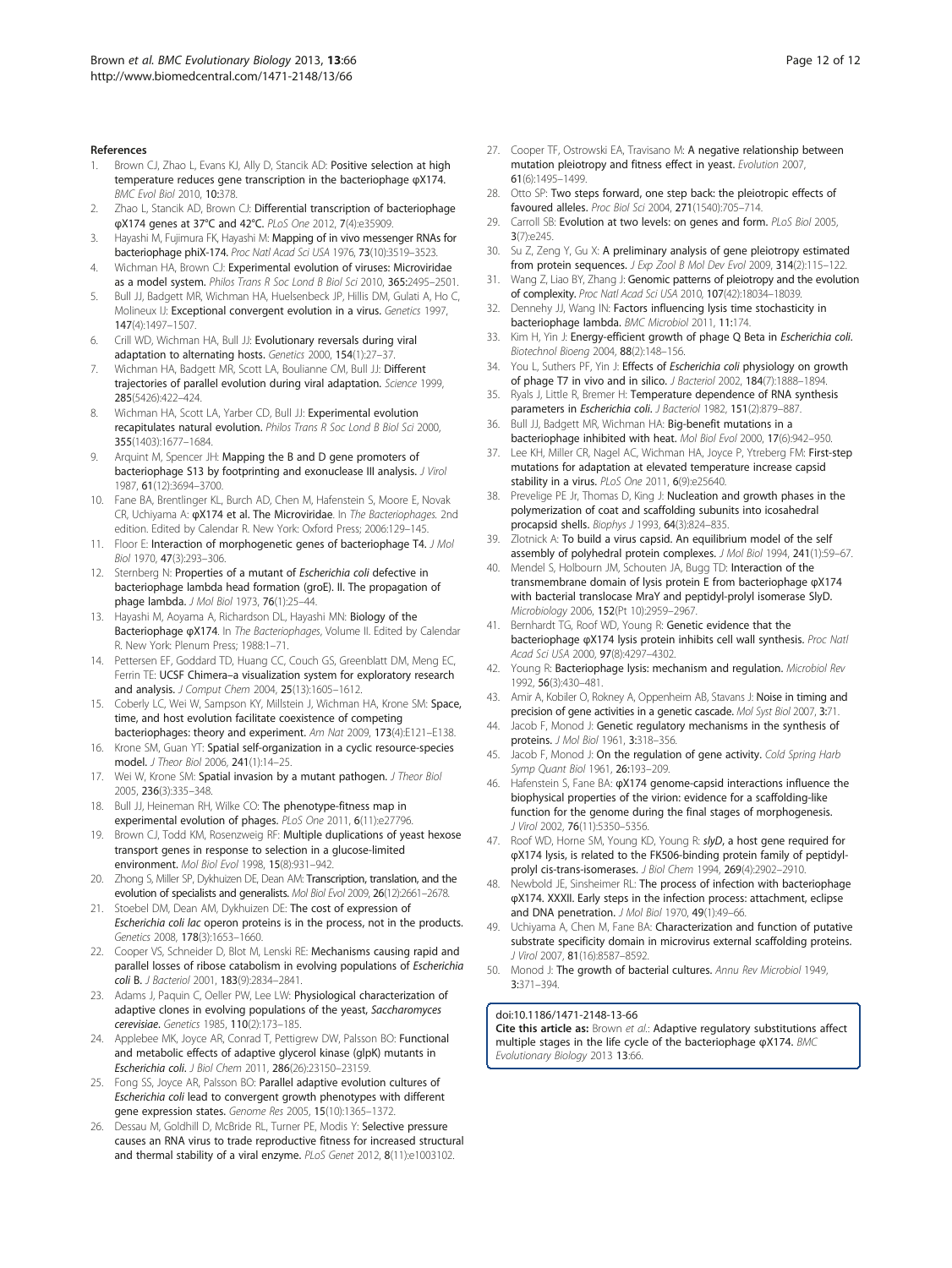## References

1. Brown CJ, Zhao L, Evans KJ, Ally D, Stancik AD: **Positive selection at high temperature reduces gene transcription in the bacteriophage φX174.** *BMC Evol Biol* 2010, **10**:378.
2. Zhao L, Stancik AD, Brown CJ: **Differential transcription of bacteriophage φX174 genes at 37°C and 42°C.** *PLoS One* 2012, **7**(4):e35909.
3. Hayashi M, Fujimura FK, Hayashi M: **Mapping of in vivo messenger RNAs for bacteriophage phiX-174.** *Proc Natl Acad Sci USA* 1976, **73**(10):3519–3523.
4. Wichman HA, Brown CJ: **Experimental evolution of viruses: Microviridae as a model system.** *Philos Trans R Soc Lond B Biol Sci* 2010, **365**:2495–2501.
5. Bull JJ, Badgett MR, Wichman HA, Huelsenbeck JP, Hillis DM, Gulati A, Ho C, Molineux IJ: **Exceptional convergent evolution in a virus.** *Genetics* 1997, **147**(4):1497–1507.
6. Crill WD, Wichman HA, Bull JJ: **Evolutionary reversals during viral adaptation to alternating hosts.** *Genetics* 2000, **154**(1):27–37.
7. Wichman HA, Badgett MR, Scott LA, Boulianne CM, Bull JJ: **Different trajectories of parallel evolution during viral adaptation.** *Science* 1999, **285**(5426):422–424.
8. Wichman HA, Scott LA, Yarber CD, Bull JJ: **Experimental evolution recapitulates natural evolution.** *Philos Trans R Soc Lond B Biol Sci* 2000, **355**(1403):1677–1684.
9. Arquint M, Spencer JH: **Mapping the B and D gene promoters of bacteriophage S13 by footprinting and exonuclease III analysis.** *J Virol* 1987, **61**(12):3694–3700.
10. Fane BA, Brentlinger KL, Burch AD, Chen M, Hafenstein S, Moore E, Novak CR, Uchiyama A: **φX174 et al. The Microviridae.** In *The Bacteriophages*. 2nd edition. Edited by Calendar R. New York: Oxford Press; 2006:129–145.
11. Floor E: **Interaction of morphogenetic genes of bacteriophage T4.** *J Mol Biol* 1970, **47**(3):293–306.
12. Sternberg N: **Properties of a mutant of *Escherichia coli* defective in bacteriophage lambda head formation (groE). II. The propagation of phage lambda.** *J Mol Biol* 1973, **76**(1):25–44.
13. Hayashi M, Aoyama A, Richardson DL, Hayashi MN: **Biology of the Bacteriophage φX174.** In *The Bacteriophages*, Volume II. Edited by Calendar R. New York: Plenum Press; 1988:1–71.
14. Pettersen EF, Goddard TD, Huang CC, Couch GS, Greenblatt DM, Meng EC, Ferrin TE: **UCSF Chimera–a visualization system for exploratory research and analysis.** *J Comput Chem* 2004, **25**(13):1605–1612.
15. Coberly LC, Wei W, Sampson KY, Millstein J, Wichman HA, Krone SM: **Space, time, and host evolution facilitate coexistence of competing bacteriophages: theory and experiment.** *Am Nat* 2009, **173**(4):E121–E138.
16. Krone SM, Guan YT: **Spatial self-organization in a cyclic resource-species model.** *J Theor Biol* 2006, **241**(1):14–25.
17. Wei W, Krone SM: **Spatial invasion by a mutant pathogen.** *J Theor Biol* 2005, **236**(3):335–348.
18. Bull JJ, Heineman RH, Wilke CO: **The phenotype-fitness map in experimental evolution of phages.** *PLoS One* 2011, **6**(11):e27796.
19. Brown CJ, Todd KM, Rosenzweig RF: **Multiple duplications of yeast hexose transport genes in response to selection in a glucose-limited environment.** *Mol Biol Evol* 1998, **15**(8):931–942.
20. Zhong S, Miller SP, Dykhuizen DE, Dean AM: **Transcription, translation, and the evolution of specialists and generalists.** *Mol Biol Evol* 2009, **26**(12):2661–2678.
21. Stoebel DM, Dean AM, Dykhuizen DE: **The cost of expression of *Escherichia coli lac* operon proteins is in the process, not in the products.** *Genetics* 2008, **178**(3):1653–1660.
22. Cooper VS, Schneider D, Blot M, Lenski RE: **Mechanisms causing rapid and parallel losses of ribose catabolism in evolving populations of *Escherichia coli* B.** *J Bacteriol* 2001, **183**(9):2834–2841.
23. Adams J, Paquin C, Oeller PW, Lee LW: **Physiological characterization of adaptive clones in evolving populations of the yeast, *Saccharomyces cerevisiae*.** *Genetics* 1985, **110**(2):173–185.
24. Applebee MK, Joyce AR, Conrad T, Pettigrew DW, Palsson BO: **Functional and metabolic effects of adaptive glycerol kinase (glpK) mutants in *Escherichia coli*.** *J Biol Chem* 2011, **286**(26):23150–23159.
25. Fong SS, Joyce AR, Palsson BO: **Parallel adaptive evolution cultures of *Escherichia coli* lead to convergent growth phenotypes with different gene expression states.** *Genome Res* 2005, **15**(10):1365–1372.
26. Dessau M, Goldhill D, McBride RL, Turner PE, Modis Y: **Selective pressure causes an RNA virus to trade reproductive fitness for increased structural and thermal stability of a viral enzyme.** *PLoS Genet* 2012, **8**(11):e1003102.
27. Cooper TF, Ostrowski EA, Travisano M: **A negative relationship between mutation pleiotropy and fitness effect in yeast.** *Evolution* 2007, **61**(6):1495–1499.
28. Otto SP: **Two steps forward, one step back: the pleiotropic effects of favoured alleles.** *Proc Biol Sci* 2004, **271**(1540):705–714.
29. Carroll SB: **Evolution at two levels: on genes and form.** *PLoS Biol* 2005, **3**(7):e245.
30. Su Z, Zeng Y, Gu X: **A preliminary analysis of gene pleiotropy estimated from protein sequences.** *J Exp Zool B Mol Dev Evol* 2009, **314**(2):115–122.
31. Wang Z, Liao BY, Zhang J: **Genomic patterns of pleiotropy and the evolution of complexity.** *Proc Natl Acad Sci USA* 2010, **107**(42):18034–18039.
32. Dennehy JJ, Wang IN: **Factors influencing lysis time stochasticity in bacteriophage lambda.** *BMC Microbiol* 2011, **11**:174.
33. Kim H, Yin J: **Energy-efficient growth of phage Q Beta in *Escherichia coli*.** *Biotechnol Bioeng* 2004, **88**(2):148–156.
34. You L, Suthers PF, Yin J: **Effects of *Escherichia coli* physiology on growth of phage T7 in vivo and in silico.** *J Bacteriol* 2002, **184**(7):1888–1894.
35. Ryals J, Little R, Bremer H: **Temperature dependence of RNA synthesis parameters in *Escherichia coli*.** *J Bacteriol* 1982, **151**(2):879–887.
36. Bull JJ, Badgett MR, Wichman HA: **Big-benefit mutations in a bacteriophage inhibited with heat.** *Mol Biol Evol* 2000, **17**(6):942–950.
37. Lee KH, Miller CR, Nagel AC, Wichman HA, Joyce P, Ytreberg FM: **First-step mutations for adaptation at elevated temperature increase capsid stability in a virus.** *PLoS One* 2011, **6**(9):e25640.
38. Prevelige PE Jr, Thomas D, King J: **Nucleation and growth phases in the polymerization of coat and scaffolding subunits into icosahedral procapsid shells.** *Biophys J* 1993, **64**(3):824–835.
39. Zlotnick A: **To build a virus capsid. An equilibrium model of the self assembly of polyhedral protein complexes.** *J Mol Biol* 1994, **241**(1):59–67.
40. Mendel S, Holbourn JM, Schouten JA, Bugg TD: **Interaction of the transmembrane domain of lysis protein E from bacteriophage φX174 with bacterial translocase MraY and peptidyl-prolyl isomerase SlyD.** *Microbiology* 2006, **152**(Pt 10):2959–2967.
41. Bernhardt TG, Roof WD, Young R: **Genetic evidence that the bacteriophage φX174 lysis protein inhibits cell wall synthesis.** *Proc Natl Acad Sci USA* 2000, **97**(8):4297–4302.
42. Young R: **Bacteriophage lysis: mechanism and regulation.** *Microbiol Rev* 1992, **56**(3):430–481.
43. Amir A, Kobiler O, Rokney A, Oppenheim AB, Stavans J: **Noise in timing and precision of gene activities in a genetic cascade.** *Mol Syst Biol* 2007, **3**:71.
44. Jacob F, Monod J: **Genetic regulatory mechanisms in the synthesis of proteins.** *J Mol Biol* 1961, **3**:318–356.
45. Jacob F, Monod J: **On the regulation of gene activity.** *Cold Spring Harb Symp Quant Biol* 1961, **26**:193–209.
46. Hafenstein S, Fane BA: **φX174 genome-capsid interactions influence the biophysical properties of the virion: evidence for a scaffolding-like function for the genome during the final stages of morphogenesis.** *J Virol* 2002, **76**(11):5350–5356.
47. Roof WD, Horne SM, Young KD, Young R: ***slyD*, a host gene required for φX174 lysis, is related to the FK506-binding protein family of peptidyl-prolyl cis-trans-isomerases.** *J Biol Chem* 1994, **269**(4):2902–2910.
48. Newbold JE, Sinsheimer RL: **The process of infection with bacteriophage φX174. XXXII. Early steps in the infection process: attachment, eclipse and DNA penetration.** *J Mol Biol* 1970, **49**(1):49–66.
49. Uchiyama A, Chen M, Fane BA: **Characterization and function of putative substrate specificity domain in microvirus external scaffolding proteins.** *J Virol* 2007, **81**(16):8587–8592.
50. Monod J: **The growth of bacterial cultures.** *Annu Rev Microbiol* 1949, **3**:371–394.

doi:10.1186/1471-2148-13-66

**Cite this article as:** Brown *et al.*: Adaptive regulatory substitutions affect multiple stages in the life cycle of the bacteriophage φX174. *BMC Evolutionary Biology* 2013 **13**:66.